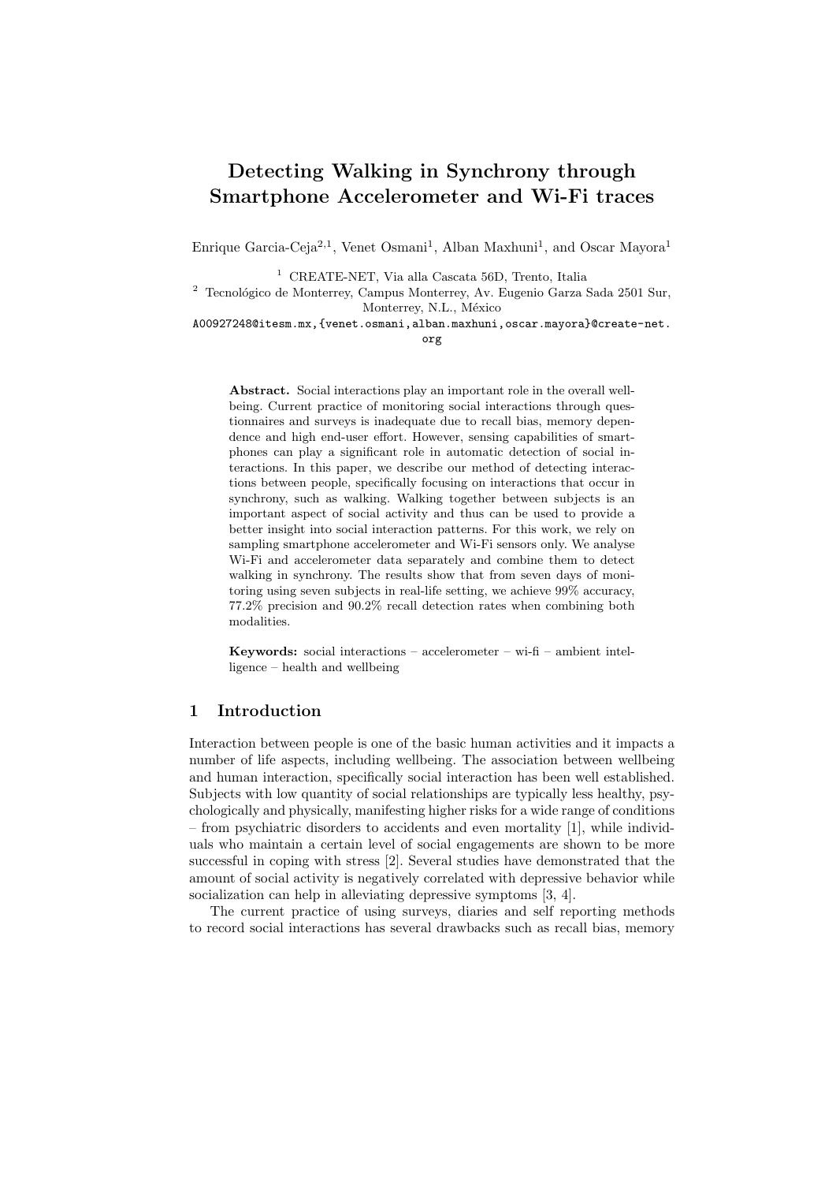# Detecting Walking in Synchrony through Smartphone Accelerometer and Wi-Fi traces

Enrique Garcia-Ceja[2,1], Venet Osmani[1], Alban Maxhuni[1], and Oscar Mayora[1]

[1] CREATE-NET, Via alla Cascata 56D, Trento, Italia
[2] Tecnológico de Monterrey, Campus Monterrey, Av. Eugenio Garza Sada 2501 Sur, Monterrey, N.L., México

A00927248@itesm.mx,{venet.osmani,alban.maxhuni,oscar.mayora}@create-net.org

**Abstract.** Social interactions play an important role in the overall wellbeing. Current practice of monitoring social interactions through questionnaires and surveys is inadequate due to recall bias, memory dependence and high end-user effort. However, sensing capabilities of smartphones can play a significant role in automatic detection of social interactions. In this paper, we describe our method of detecting interactions between people, specifically focusing on interactions that occur in synchrony, such as walking. Walking together between subjects is an important aspect of social activity and thus can be used to provide a better insight into social interaction patterns. For this work, we rely on sampling smartphone accelerometer and Wi-Fi sensors only. We analyse Wi-Fi and accelerometer data separately and combine them to detect walking in synchrony. The results show that from seven days of monitoring using seven subjects in real-life setting, we achieve 99% accuracy, 77.2% precision and 90.2% recall detection rates when combining both modalities.

**Keywords:** social interactions – accelerometer – wi-fi – ambient intelligence – health and wellbeing

## 1 Introduction

Interaction between people is one of the basic human activities and it impacts a number of life aspects, including wellbeing. The association between wellbeing and human interaction, specifically social interaction has been well established. Subjects with low quantity of social relationships are typically less healthy, psychologically and physically, manifesting higher risks for a wide range of conditions – from psychiatric disorders to accidents and even mortality [1], while individuals who maintain a certain level of social engagements are shown to be more successful in coping with stress [2]. Several studies have demonstrated that the amount of social activity is negatively correlated with depressive behavior while socialization can help in alleviating depressive symptoms [3, 4].

The current practice of using surveys, diaries and self reporting methods to record social interactions has several drawbacks such as recall bias, memory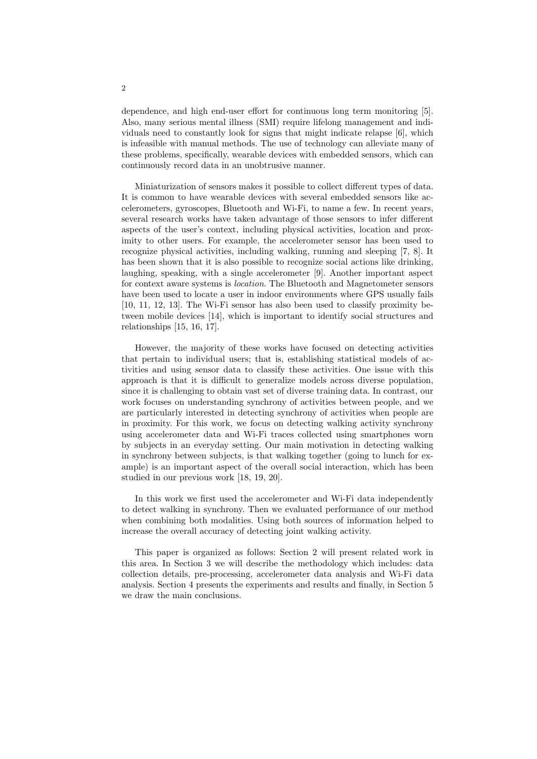dependence, and high end-user effort for continuous long term monitoring [5]. Also, many serious mental illness (SMI) require lifelong management and individuals need to constantly look for signs that might indicate relapse [6], which is infeasible with manual methods. The use of technology can alleviate many of these problems, specifically, wearable devices with embedded sensors, which can continuously record data in an unobtrusive manner.

Miniaturization of sensors makes it possible to collect different types of data. It is common to have wearable devices with several embedded sensors like accelerometers, gyroscopes, Bluetooth and Wi-Fi, to name a few. In recent years, several research works have taken advantage of those sensors to infer different aspects of the user's context, including physical activities, location and proximity to other users. For example, the accelerometer sensor has been used to recognize physical activities, including walking, running and sleeping [7, 8]. It has been shown that it is also possible to recognize social actions like drinking, laughing, speaking, with a single accelerometer [9]. Another important aspect for context aware systems is *location*. The Bluetooth and Magnetometer sensors have been used to locate a user in indoor environments where GPS usually fails [10, 11, 12, 13]. The Wi-Fi sensor has also been used to classify proximity between mobile devices [14], which is important to identify social structures and relationships [15, 16, 17].

However, the majority of these works have focused on detecting activities that pertain to individual users; that is, establishing statistical models of activities and using sensor data to classify these activities. One issue with this approach is that it is difficult to generalize models across diverse population, since it is challenging to obtain vast set of diverse training data. In contrast, our work focuses on understanding synchrony of activities between people, and we are particularly interested in detecting synchrony of activities when people are in proximity. For this work, we focus on detecting walking activity synchrony using accelerometer data and Wi-Fi traces collected using smartphones worn by subjects in an everyday setting. Our main motivation in detecting walking in synchrony between subjects, is that walking together (going to lunch for example) is an important aspect of the overall social interaction, which has been studied in our previous work [18, 19, 20].

In this work we first used the accelerometer and Wi-Fi data independently to detect walking in synchrony. Then we evaluated performance of our method when combining both modalities. Using both sources of information helped to increase the overall accuracy of detecting joint walking activity.

This paper is organized as follows: Section 2 will present related work in this area. In Section 3 we will describe the methodology which includes: data collection details, pre-processing, accelerometer data analysis and Wi-Fi data analysis. Section 4 presents the experiments and results and finally, in Section 5 we draw the main conclusions.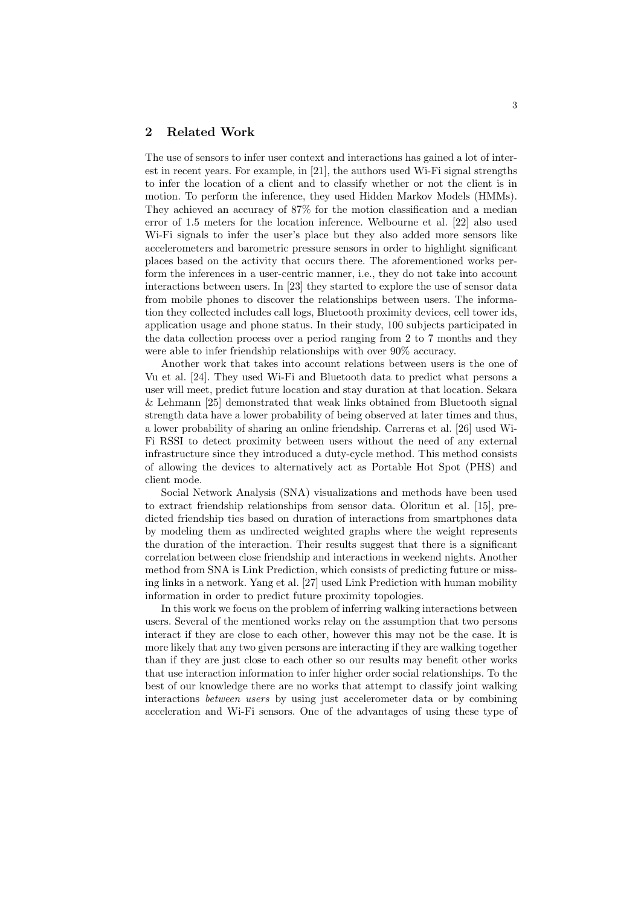## 2 Related Work

The use of sensors to infer user context and interactions has gained a lot of interest in recent years. For example, in [21], the authors used Wi-Fi signal strengths to infer the location of a client and to classify whether or not the client is in motion. To perform the inference, they used Hidden Markov Models (HMMs). They achieved an accuracy of 87% for the motion classification and a median error of 1.5 meters for the location inference. Welbourne et al. [22] also used Wi-Fi signals to infer the user's place but they also added more sensors like accelerometers and barometric pressure sensors in order to highlight significant places based on the activity that occurs there. The aforementioned works perform the inferences in a user-centric manner, i.e., they do not take into account interactions between users. In [23] they started to explore the use of sensor data from mobile phones to discover the relationships between users. The information they collected includes call logs, Bluetooth proximity devices, cell tower ids, application usage and phone status. In their study, 100 subjects participated in the data collection process over a period ranging from 2 to 7 months and they were able to infer friendship relationships with over 90% accuracy.

Another work that takes into account relations between users is the one of Vu et al. [24]. They used Wi-Fi and Bluetooth data to predict what persons a user will meet, predict future location and stay duration at that location. Sekara & Lehmann [25] demonstrated that weak links obtained from Bluetooth signal strength data have a lower probability of being observed at later times and thus, a lower probability of sharing an online friendship. Carreras et al. [26] used Wi-Fi RSSI to detect proximity between users without the need of any external infrastructure since they introduced a duty-cycle method. This method consists of allowing the devices to alternatively act as Portable Hot Spot (PHS) and client mode.

Social Network Analysis (SNA) visualizations and methods have been used to extract friendship relationships from sensor data. Oloritun et al. [15], predicted friendship ties based on duration of interactions from smartphones data by modeling them as undirected weighted graphs where the weight represents the duration of the interaction. Their results suggest that there is a significant correlation between close friendship and interactions in weekend nights. Another method from SNA is Link Prediction, which consists of predicting future or missing links in a network. Yang et al. [27] used Link Prediction with human mobility information in order to predict future proximity topologies.

In this work we focus on the problem of inferring walking interactions between users. Several of the mentioned works relay on the assumption that two persons interact if they are close to each other, however this may not be the case. It is more likely that any two given persons are interacting if they are walking together than if they are just close to each other so our results may benefit other works that use interaction information to infer higher order social relationships. To the best of our knowledge there are no works that attempt to classify joint walking interactions *between users* by using just accelerometer data or by combining acceleration and Wi-Fi sensors. One of the advantages of using these type of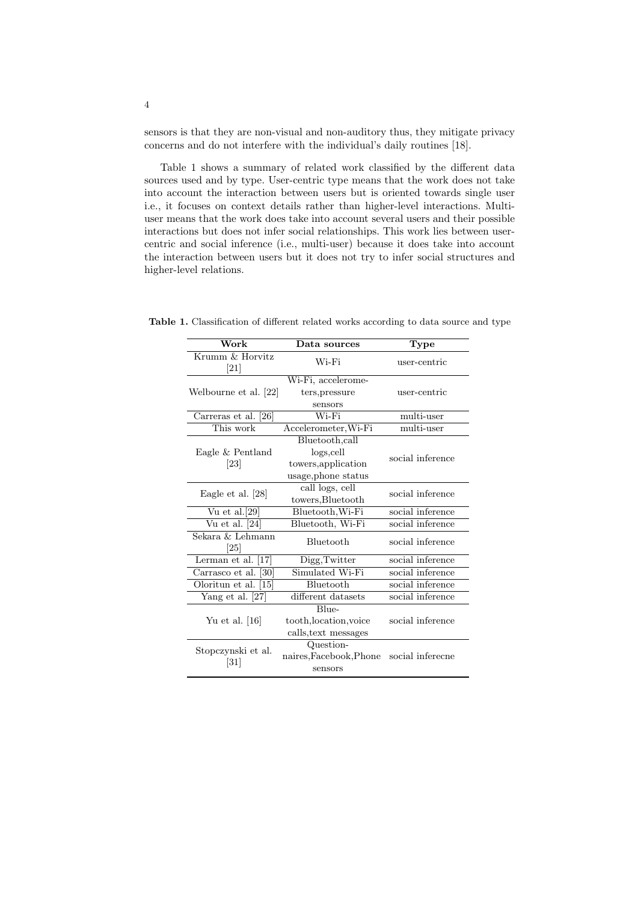sensors is that they are non-visual and non-auditory thus, they mitigate privacy concerns and do not interfere with the individual's daily routines [18].

Table 1 shows a summary of related work classified by the different data sources used and by type. User-centric type means that the work does not take into account the interaction between users but is oriented towards single user i.e., it focuses on context details rather than higher-level interactions. Multi-user means that the work does take into account several users and their possible interactions but does not infer social relationships. This work lies between user-centric and social inference (i.e., multi-user) because it does take into account the interaction between users but it does not try to infer social structures and higher-level relations.

**Table 1.** Classification of different related works according to data source and type

| Work | Data sources | Type |
|---|---|---|
| Krumm & Horvitz [21] | Wi-Fi | user-centric |
| Welbourne et al. [22] | Wi-Fi, accelerometers,pressure sensors | user-centric |
| Carreras et al. [26] | Wi-Fi | multi-user |
| This work | Accelerometer,Wi-Fi | multi-user |
| Eagle & Pentland [23] | Bluetooth,call logs,cell towers,application usage,phone status | social inference |
| Eagle et al. [28] | call logs, cell towers,Bluetooth | social inference |
| Vu et al.[29] | Bluetooth,Wi-Fi | social inference |
| Vu et al. [24] | Bluetooth, Wi-Fi | social inference |
| Sekara & Lehmann [25] | Bluetooth | social inference |
| Lerman et al. [17] | Digg,Twitter | social inference |
| Carrasco et al. [30] | Simulated Wi-Fi | social inference |
| Oloritun et al. [15] | Bluetooth | social inference |
| Yang et al. [27] | different datasets | social inference |
| Yu et al. [16] | Bluetooth,location,voice calls,text messages | social inference |
| Stopczynski et al. [31] | Questionnaires,Facebook,Phone sensors | social inferecne |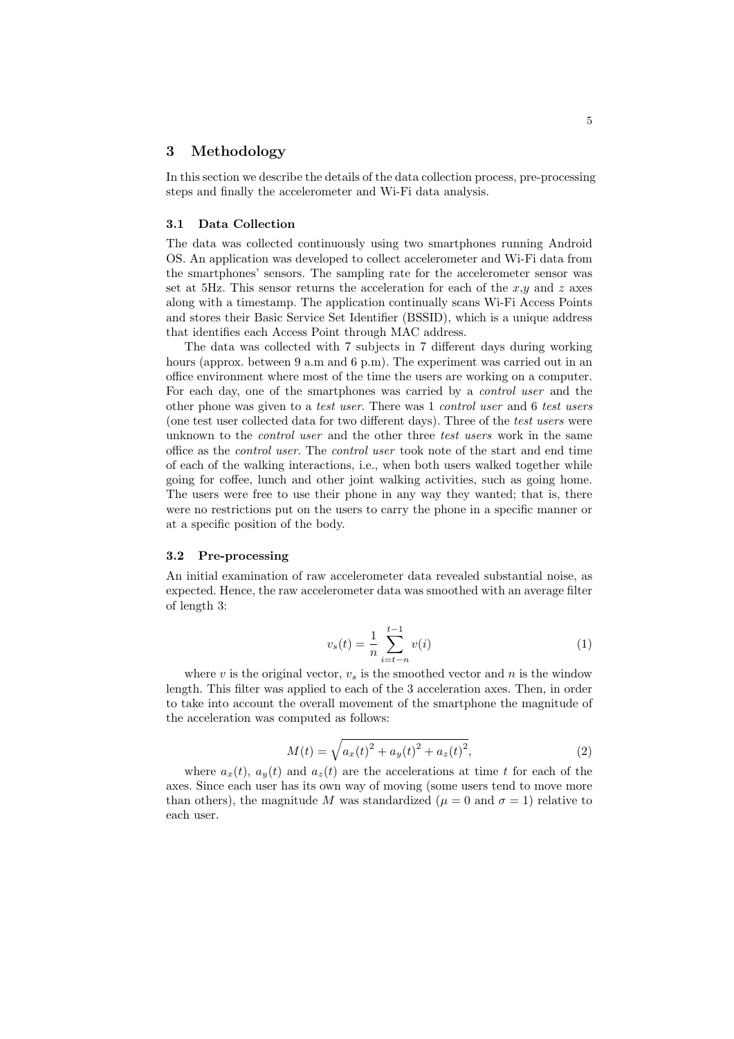## 3 Methodology

In this section we describe the details of the data collection process, pre-processing steps and finally the accelerometer and Wi-Fi data analysis.

### 3.1 Data Collection

The data was collected continuously using two smartphones running Android OS. An application was developed to collect accelerometer and Wi-Fi data from the smartphones' sensors. The sampling rate for the accelerometer sensor was set at 5Hz. This sensor returns the acceleration for each of the $x$,$y$ and $z$ axes along with a timestamp. The application continually scans Wi-Fi Access Points and stores their Basic Service Set Identifier (BSSID), which is a unique address that identifies each Access Point through MAC address.

The data was collected with 7 subjects in 7 different days during working hours (approx. between 9 a.m and 6 p.m). The experiment was carried out in an office environment where most of the time the users are working on a computer. For each day, one of the smartphones was carried by a *control user* and the other phone was given to a *test user*. There was 1 *control user* and 6 *test users* (one test user collected data for two different days). Three of the *test users* were unknown to the *control user* and the other three *test users* work in the same office as the *control user*. The *control user* took note of the start and end time of each of the walking interactions, i.e., when both users walked together while going for coffee, lunch and other joint walking activities, such as going home. The users were free to use their phone in any way they wanted; that is, there were no restrictions put on the users to carry the phone in a specific manner or at a specific position of the body.

### 3.2 Pre-processing

An initial examination of raw accelerometer data revealed substantial noise, as expected. Hence, the raw accelerometer data was smoothed with an average filter of length 3:

$$v_s(t) = \frac{1}{n} \sum_{i=t-n}^{t-1} v(i) \tag{1}$$

where $v$ is the original vector, $v_s$ is the smoothed vector and $n$ is the window length. This filter was applied to each of the 3 acceleration axes. Then, in order to take into account the overall movement of the smartphone the magnitude of the acceleration was computed as follows:

$$M(t) = \sqrt{a_x(t)^2 + a_y(t)^2 + a_z(t)^2}, \tag{2}$$

where $a_x(t)$, $a_y(t)$ and $a_z(t)$ are the accelerations at time $t$ for each of the axes. Since each user has its own way of moving (some users tend to move more than others), the magnitude $M$ was standardized ($\mu = 0$ and $\sigma = 1$) relative to each user.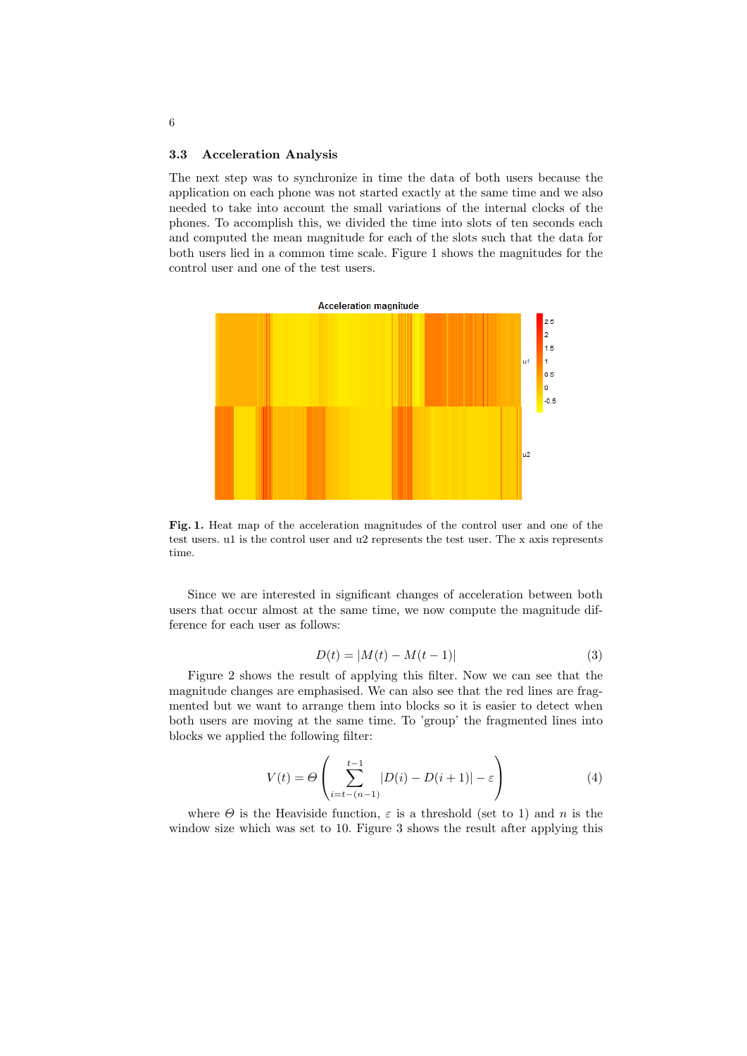### 3.3 Acceleration Analysis

The next step was to synchronize in time the data of both users because the application on each phone was not started exactly at the same time and we also needed to take into account the small variations of the internal clocks of the phones. To accomplish this, we divided the time into slots of ten seconds each and computed the mean magnitude for each of the slots such that the data for both users lied in a common time scale. Figure 1 shows the magnitudes for the control user and one of the test users.

**Fig. 1.** Heat map of the acceleration magnitudes of the control user and one of the test users. u1 is the control user and u2 represents the test user. The x axis represents time.

Since we are interested in significant changes of acceleration between both users that occur almost at the same time, we now compute the magnitude difference for each user as follows:

$$D(t) = |M(t) - M(t-1)| \tag{3}$$

Figure 2 shows the result of applying this filter. Now we can see that the magnitude changes are emphasised. We can also see that the red lines are fragmented but we want to arrange them into blocks so it is easier to detect when both users are moving at the same time. To 'group' the fragmented lines into blocks we applied the following filter:

$$V(t) = \Theta\left(\sum_{i=t-(n-1)}^{t-1} |D(i) - D(i+1)| - \varepsilon\right) \tag{4}$$

where $\Theta$ is the Heaviside function, $\varepsilon$ is a threshold (set to 1) and $n$ is the window size which was set to 10. Figure 3 shows the result after applying this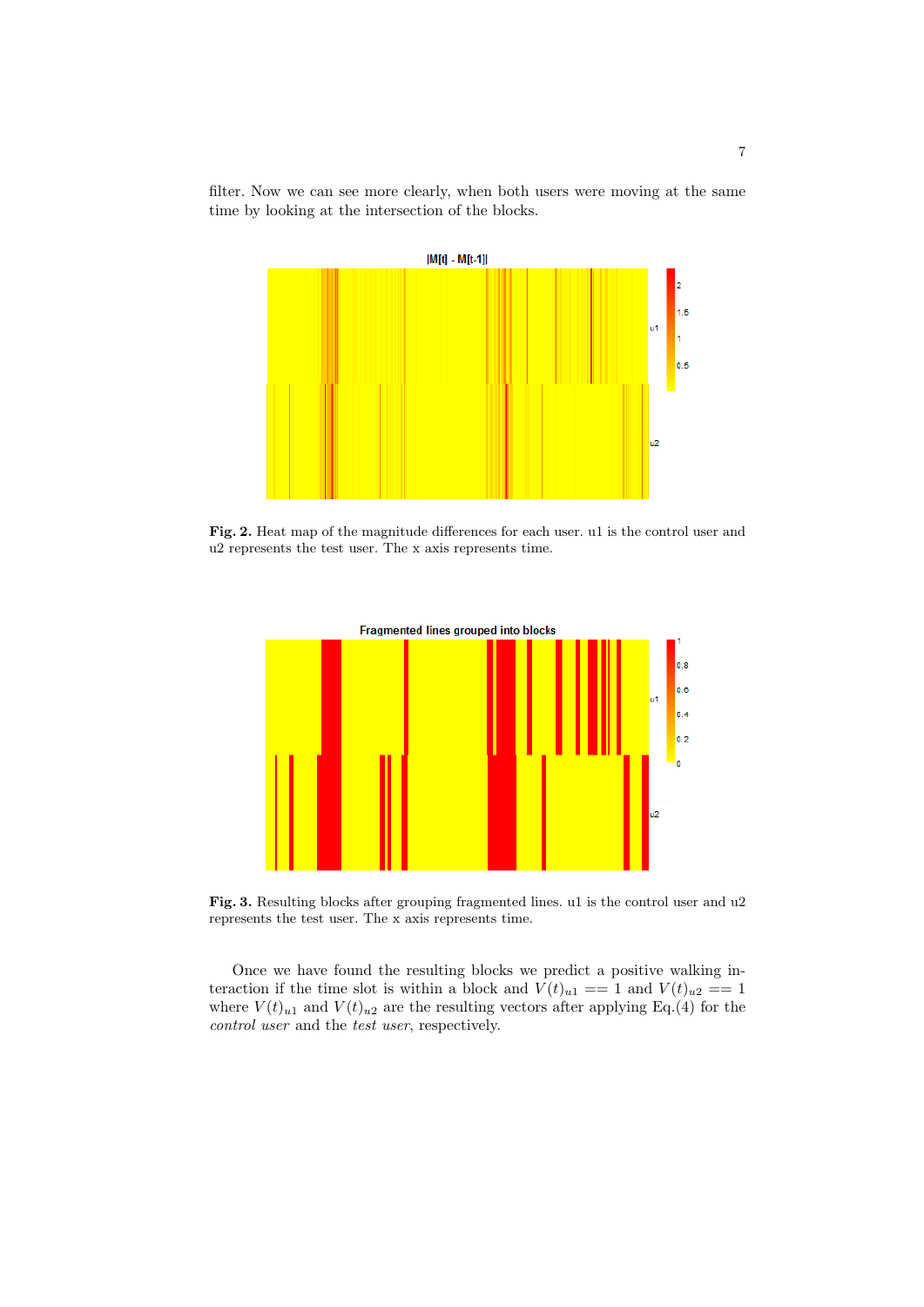filter. Now we can see more clearly, when both users were moving at the same time by looking at the intersection of the blocks.

**Fig. 2.** Heat map of the magnitude differences for each user. u1 is the control user and u2 represents the test user. The x axis represents time.

**Fig. 3.** Resulting blocks after grouping fragmented lines. u1 is the control user and u2 represents the test user. The x axis represents time.

Once we have found the resulting blocks we predict a positive walking interaction if the time slot is within a block and $V(t)_{u1} == 1$ and $V(t)_{u2} == 1$ where $V(t)_{u1}$ and $V(t)_{u2}$ are the resulting vectors after applying Eq.(4) for the *control user* and the *test user*, respectively.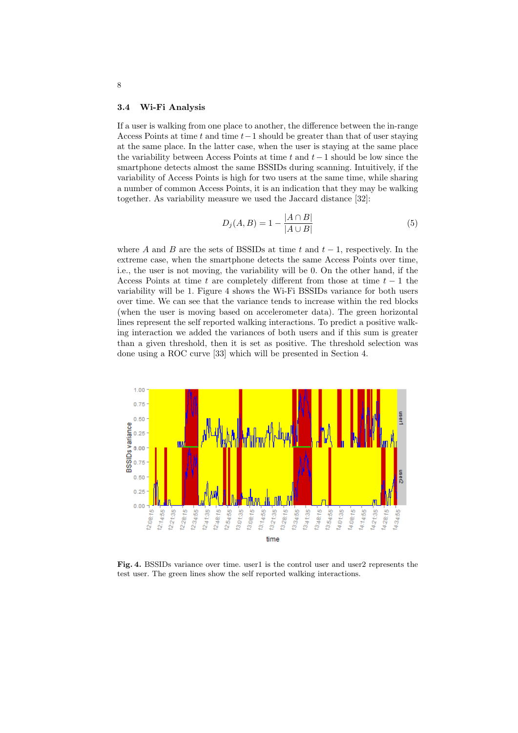### 3.4 Wi-Fi Analysis

If a user is walking from one place to another, the difference between the in-range Access Points at time $t$ and time $t-1$ should be greater than that of user staying at the same place. In the latter case, when the user is staying at the same place the variability between Access Points at time $t$ and $t-1$ should be low since the smartphone detects almost the same BSSIDs during scanning. Intuitively, if the variability of Access Points is high for two users at the same time, while sharing a number of common Access Points, it is an indication that they may be walking together. As variability measure we used the Jaccard distance [32]:

$$D_j(A, B) = 1 - \frac{|A \cap B|}{|A \cup B|} \tag{5}$$

where $A$ and $B$ are the sets of BSSIDs at time $t$ and $t-1$, respectively. In the extreme case, when the smartphone detects the same Access Points over time, i.e., the user is not moving, the variability will be 0. On the other hand, if the Access Points at time $t$ are completely different from those at time $t-1$ the variability will be 1. Figure 4 shows the Wi-Fi BSSIDs variance for both users over time. We can see that the variance tends to increase within the red blocks (when the user is moving based on accelerometer data). The green horizontal lines represent the self reported walking interactions. To predict a positive walking interaction we added the variances of both users and if this sum is greater than a given threshold, then it is set as positive. The threshold selection was done using a ROC curve [33] which will be presented in Section 4.

**Fig. 4.** BSSIDs variance over time. user1 is the control user and user2 represents the test user. The green lines show the self reported walking interactions.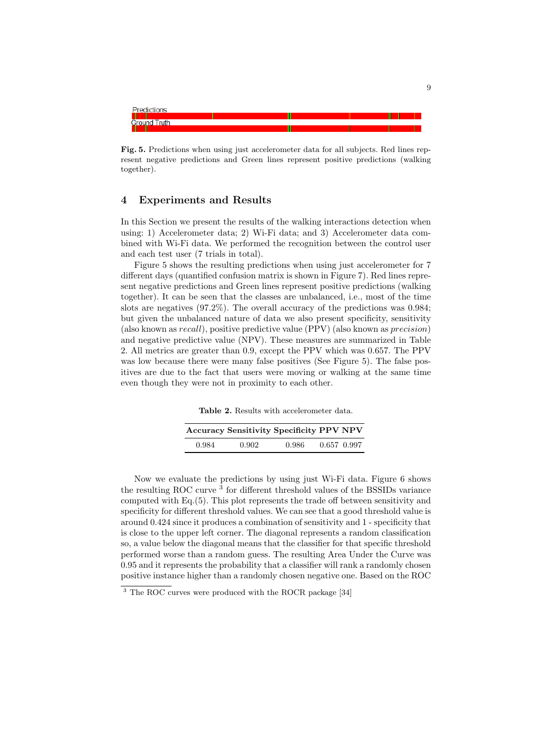Fig. 5. Predictions when using just accelerometer data for all subjects. Red lines represent negative predictions and Green lines represent positive predictions (walking together).

## 4 Experiments and Results

In this Section we present the results of the walking interactions detection when using: 1) Accelerometer data; 2) Wi-Fi data; and 3) Accelerometer data combined with Wi-Fi data. We performed the recognition between the control user and each test user (7 trials in total).

Figure 5 shows the resulting predictions when using just accelerometer for 7 different days (quantified confusion matrix is shown in Figure 7). Red lines represent negative predictions and Green lines represent positive predictions (walking together). It can be seen that the classes are unbalanced, i.e., most of the time slots are negatives (97.2%). The overall accuracy of the predictions was 0.984; but given the unbalanced nature of data we also present specificity, sensitivity (also known as *recall*), positive predictive value (PPV) (also known as *precision*) and negative predictive value (NPV). These measures are summarized in Table 2. All metrics are greater than 0.9, except the PPV which was 0.657. The PPV was low because there were many false positives (See Figure 5). The false positives are due to the fact that users were moving or walking at the same time even though they were not in proximity to each other.

**Table 2.** Results with accelerometer data.

| Accuracy | Sensitivity | Specificity | PPV | NPV |
|---|---|---|---|---|
| 0.984 | 0.902 | 0.986 | 0.657 | 0.997 |

Now we evaluate the predictions by using just Wi-Fi data. Figure 6 shows the resulting ROC curve [3] for different threshold values of the BSSIDs variance computed with Eq.(5). This plot represents the trade off between sensitivity and specificity for different threshold values. We can see that a good threshold value is around 0.424 since it produces a combination of sensitivity and 1 - specificity that is close to the upper left corner. The diagonal represents a random classification so, a value below the diagonal means that the classifier for that specific threshold performed worse than a random guess. The resulting Area Under the Curve was 0.95 and it represents the probability that a classifier will rank a randomly chosen positive instance higher than a randomly chosen negative one. Based on the ROC

[3] The ROC curves were produced with the ROCR package [34]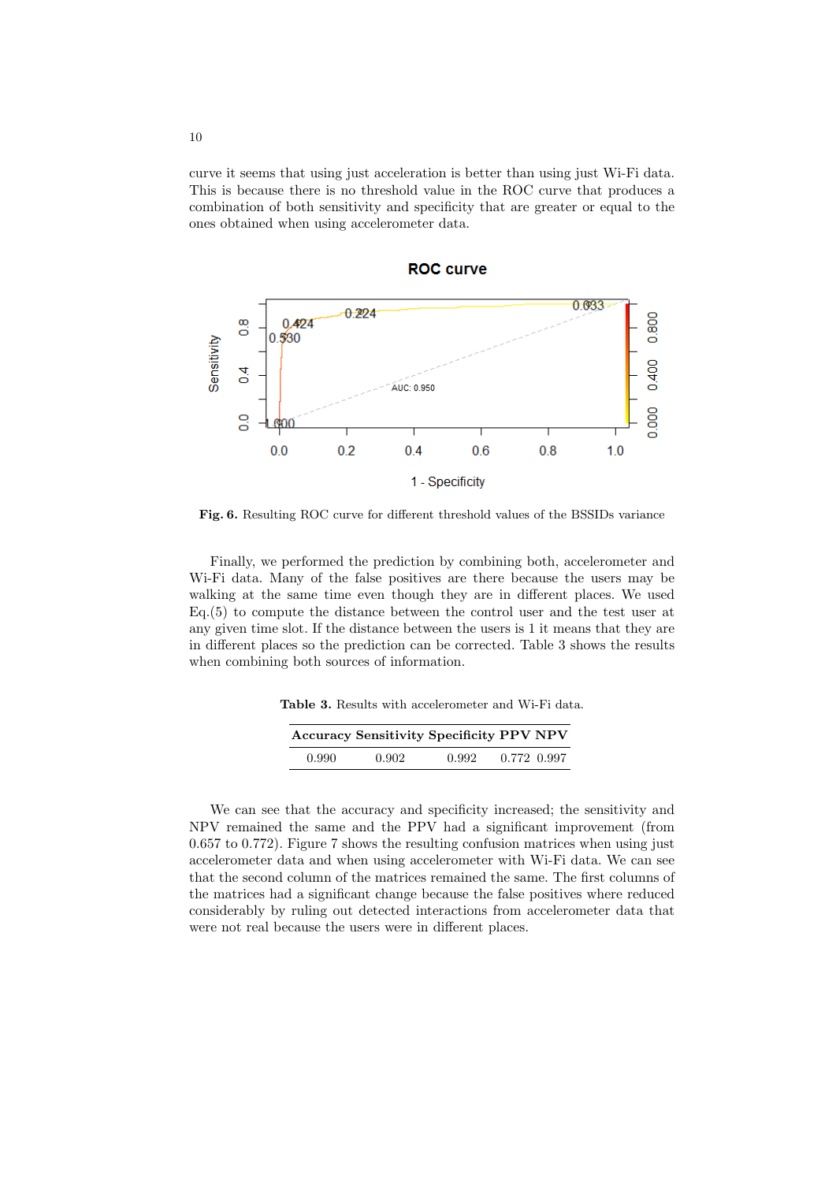curve it seems that using just acceleration is better than using just Wi-Fi data. This is because there is no threshold value in the ROC curve that produces a combination of both sensitivity and specificity that are greater or equal to the ones obtained when using accelerometer data.

**Fig. 6.** Resulting ROC curve for different threshold values of the BSSIDs variance

Finally, we performed the prediction by combining both, accelerometer and Wi-Fi data. Many of the false positives are there because the users may be walking at the same time even though they are in different places. We used Eq.(5) to compute the distance between the control user and the test user at any given time slot. If the distance between the users is 1 it means that they are in different places so the prediction can be corrected. Table 3 shows the results when combining both sources of information.

**Table 3.** Results with accelerometer and Wi-Fi data.

| Accuracy | Sensitivity | Specificity | PPV | NPV |
|---|---|---|---|---|
| 0.990 | 0.902 | 0.992 | 0.772 | 0.997 |

We can see that the accuracy and specificity increased; the sensitivity and NPV remained the same and the PPV had a significant improvement (from 0.657 to 0.772). Figure 7 shows the resulting confusion matrices when using just accelerometer data and when using accelerometer with Wi-Fi data. We can see that the second column of the matrices remained the same. The first columns of the matrices had a significant change because the false positives where reduced considerably by ruling out detected interactions from accelerometer data that were not real because the users were in different places.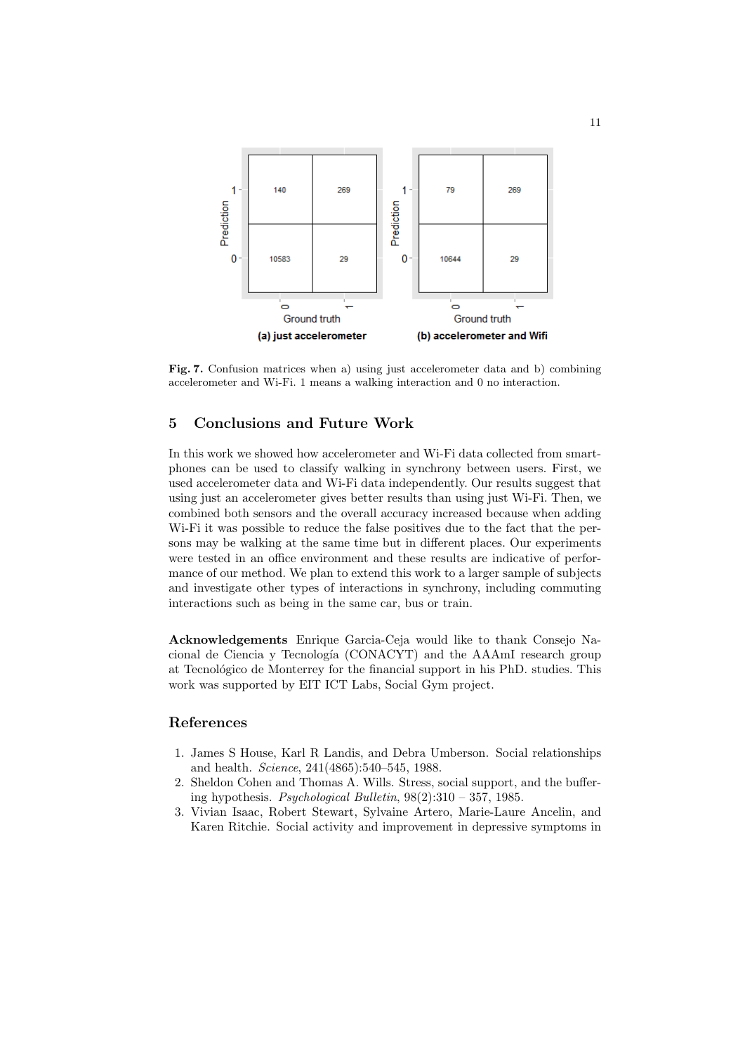**Fig. 7.** Confusion matrices when a) using just accelerometer data and b) combining accelerometer and Wi-Fi. 1 means a walking interaction and 0 no interaction.

## 5 Conclusions and Future Work

In this work we showed how accelerometer and Wi-Fi data collected from smartphones can be used to classify walking in synchrony between users. First, we used accelerometer data and Wi-Fi data independently. Our results suggest that using just an accelerometer gives better results than using just Wi-Fi. Then, we combined both sensors and the overall accuracy increased because when adding Wi-Fi it was possible to reduce the false positives due to the fact that the persons may be walking at the same time but in different places. Our experiments were tested in an office environment and these results are indicative of performance of our method. We plan to extend this work to a larger sample of subjects and investigate other types of interactions in synchrony, including commuting interactions such as being in the same car, bus or train.

**Acknowledgements** Enrique Garcia-Ceja would like to thank Consejo Nacional de Ciencia y Tecnología (CONACYT) and the AAAmI research group at Tecnológico de Monterrey for the financial support in his PhD. studies. This work was supported by EIT ICT Labs, Social Gym project.

## References

1. James S House, Karl R Landis, and Debra Umberson. Social relationships and health. *Science*, 241(4865):540–545, 1988.
2. Sheldon Cohen and Thomas A. Wills. Stress, social support, and the buffering hypothesis. *Psychological Bulletin*, 98(2):310 – 357, 1985.
3. Vivian Isaac, Robert Stewart, Sylvaine Artero, Marie-Laure Ancelin, and Karen Ritchie. Social activity and improvement in depressive symptoms in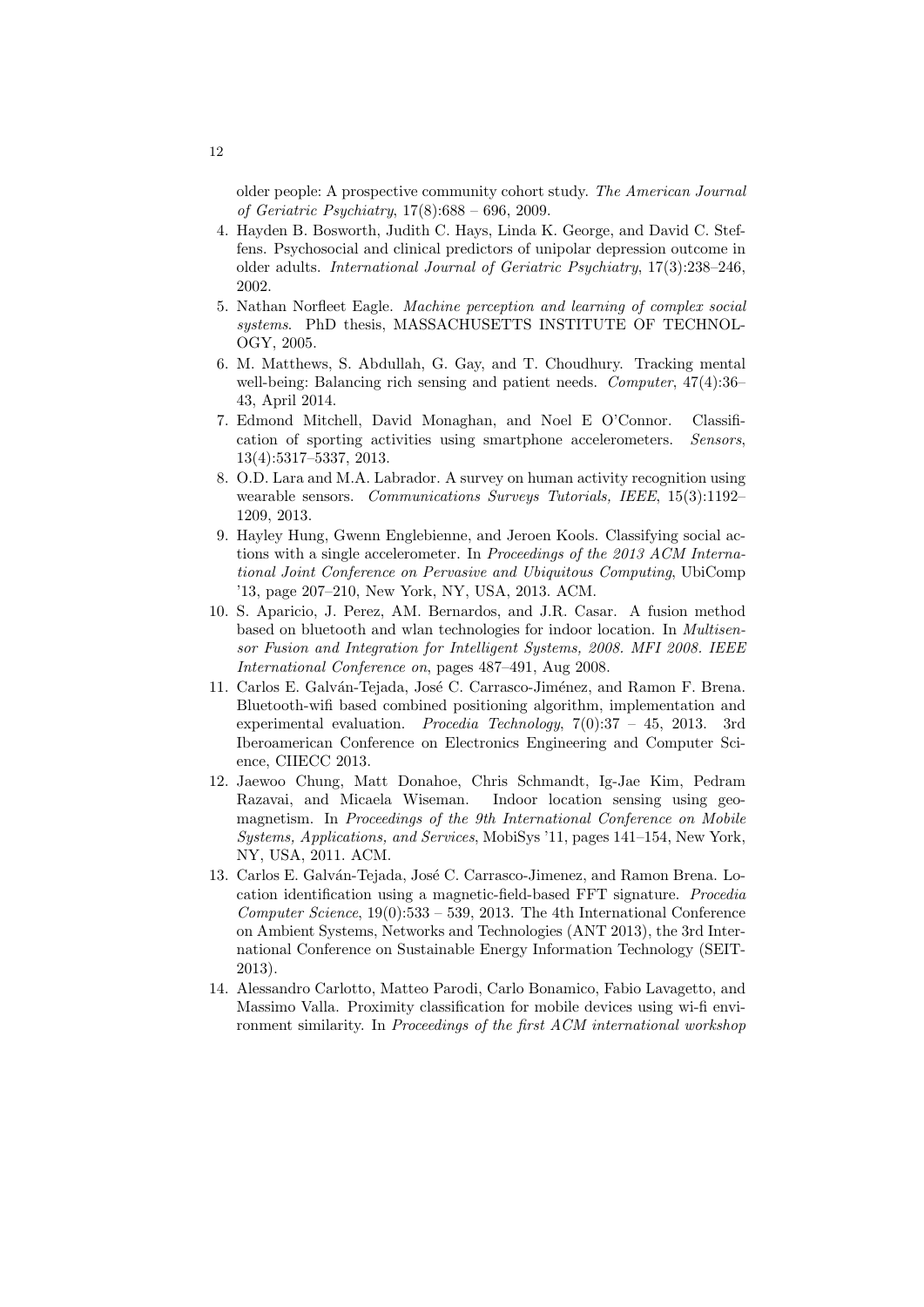older people: A prospective community cohort study. *The American Journal of Geriatric Psychiatry*, 17(8):688 – 696, 2009.

4. Hayden B. Bosworth, Judith C. Hays, Linda K. George, and David C. Steffens. Psychosocial and clinical predictors of unipolar depression outcome in older adults. *International Journal of Geriatric Psychiatry*, 17(3):238–246, 2002.
5. Nathan Norfleet Eagle. *Machine perception and learning of complex social systems*. PhD thesis, MASSACHUSETTS INSTITUTE OF TECHNOLOGY, 2005.
6. M. Matthews, S. Abdullah, G. Gay, and T. Choudhury. Tracking mental well-being: Balancing rich sensing and patient needs. *Computer*, 47(4):36–43, April 2014.
7. Edmond Mitchell, David Monaghan, and Noel E O'Connor. Classification of sporting activities using smartphone accelerometers. *Sensors*, 13(4):5317–5337, 2013.
8. O.D. Lara and M.A. Labrador. A survey on human activity recognition using wearable sensors. *Communications Surveys Tutorials, IEEE*, 15(3):1192–1209, 2013.
9. Hayley Hung, Gwenn Englebienne, and Jeroen Kools. Classifying social actions with a single accelerometer. In *Proceedings of the 2013 ACM International Joint Conference on Pervasive and Ubiquitous Computing*, UbiComp '13, page 207–210, New York, NY, USA, 2013. ACM.
10. S. Aparicio, J. Perez, AM. Bernardos, and J.R. Casar. A fusion method based on bluetooth and wlan technologies for indoor location. In *Multisensor Fusion and Integration for Intelligent Systems, 2008. MFI 2008. IEEE International Conference on*, pages 487–491, Aug 2008.
11. Carlos E. Galván-Tejada, José C. Carrasco-Jiménez, and Ramon F. Brena. Bluetooth-wifi based combined positioning algorithm, implementation and experimental evaluation. *Procedia Technology*, 7(0):37 – 45, 2013. 3rd Iberoamerican Conference on Electronics Engineering and Computer Science, CIIECC 2013.
12. Jaewoo Chung, Matt Donahoe, Chris Schmandt, Ig-Jae Kim, Pedram Razavai, and Micaela Wiseman. Indoor location sensing using geomagnetism. In *Proceedings of the 9th International Conference on Mobile Systems, Applications, and Services*, MobiSys '11, pages 141–154, New York, NY, USA, 2011. ACM.
13. Carlos E. Galván-Tejada, José C. Carrasco-Jimenez, and Ramon Brena. Location identification using a magnetic-field-based FFT signature. *Procedia Computer Science*, 19(0):533 – 539, 2013. The 4th International Conference on Ambient Systems, Networks and Technologies (ANT 2013), the 3rd International Conference on Sustainable Energy Information Technology (SEIT-2013).
14. Alessandro Carlotto, Matteo Parodi, Carlo Bonamico, Fabio Lavagetto, and Massimo Valla. Proximity classification for mobile devices using wi-fi environment similarity. In *Proceedings of the first ACM international workshop*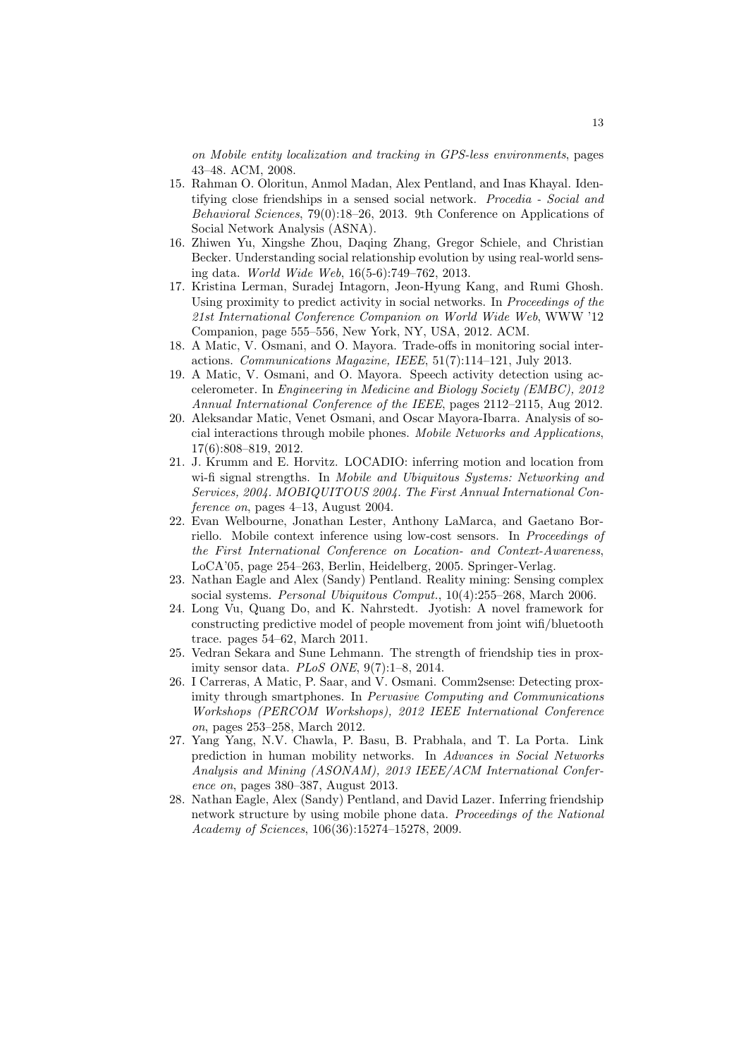*on Mobile entity localization and tracking in GPS-less environments*, pages 43–48. ACM, 2008.

15. Rahman O. Oloritun, Anmol Madan, Alex Pentland, and Inas Khayal. Identifying close friendships in a sensed social network. *Procedia - Social and Behavioral Sciences*, 79(0):18–26, 2013. 9th Conference on Applications of Social Network Analysis (ASNA).
16. Zhiwen Yu, Xingshe Zhou, Daqing Zhang, Gregor Schiele, and Christian Becker. Understanding social relationship evolution by using real-world sensing data. *World Wide Web*, 16(5-6):749–762, 2013.
17. Kristina Lerman, Suradej Intagorn, Jeon-Hyung Kang, and Rumi Ghosh. Using proximity to predict activity in social networks. In *Proceedings of the 21st International Conference Companion on World Wide Web*, WWW '12 Companion, page 555–556, New York, NY, USA, 2012. ACM.
18. A Matic, V. Osmani, and O. Mayora. Trade-offs in monitoring social interactions. *Communications Magazine, IEEE*, 51(7):114–121, July 2013.
19. A Matic, V. Osmani, and O. Mayora. Speech activity detection using accelerometer. In *Engineering in Medicine and Biology Society (EMBC), 2012 Annual International Conference of the IEEE*, pages 2112–2115, Aug 2012.
20. Aleksandar Matic, Venet Osmani, and Oscar Mayora-Ibarra. Analysis of social interactions through mobile phones. *Mobile Networks and Applications*, 17(6):808–819, 2012.
21. J. Krumm and E. Horvitz. LOCADIO: inferring motion and location from wi-fi signal strengths. In *Mobile and Ubiquitous Systems: Networking and Services, 2004. MOBIQUITOUS 2004. The First Annual International Conference on*, pages 4–13, August 2004.
22. Evan Welbourne, Jonathan Lester, Anthony LaMarca, and Gaetano Borriello. Mobile context inference using low-cost sensors. In *Proceedings of the First International Conference on Location- and Context-Awareness*, LoCA'05, page 254–263, Berlin, Heidelberg, 2005. Springer-Verlag.
23. Nathan Eagle and Alex (Sandy) Pentland. Reality mining: Sensing complex social systems. *Personal Ubiquitous Comput.*, 10(4):255–268, March 2006.
24. Long Vu, Quang Do, and K. Nahrstedt. Jyotish: A novel framework for constructing predictive model of people movement from joint wifi/bluetooth trace. pages 54–62, March 2011.
25. Vedran Sekara and Sune Lehmann. The strength of friendship ties in proximity sensor data. *PLoS ONE*, 9(7):1–8, 2014.
26. I Carreras, A Matic, P. Saar, and V. Osmani. Comm2sense: Detecting proximity through smartphones. In *Pervasive Computing and Communications Workshops (PERCOM Workshops), 2012 IEEE International Conference on*, pages 253–258, March 2012.
27. Yang Yang, N.V. Chawla, P. Basu, B. Prabhala, and T. La Porta. Link prediction in human mobility networks. In *Advances in Social Networks Analysis and Mining (ASONAM), 2013 IEEE/ACM International Conference on*, pages 380–387, August 2013.
28. Nathan Eagle, Alex (Sandy) Pentland, and David Lazer. Inferring friendship network structure by using mobile phone data. *Proceedings of the National Academy of Sciences*, 106(36):15274–15278, 2009.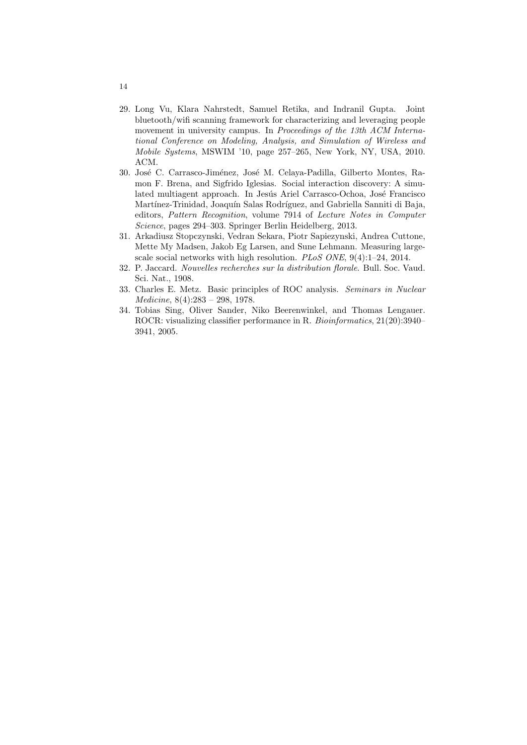29. Long Vu, Klara Nahrstedt, Samuel Retika, and Indranil Gupta. Joint bluetooth/wifi scanning framework for characterizing and leveraging people movement in university campus. In *Proceedings of the 13th ACM International Conference on Modeling, Analysis, and Simulation of Wireless and Mobile Systems*, MSWIM '10, page 257–265, New York, NY, USA, 2010. ACM.
30. José C. Carrasco-Jiménez, José M. Celaya-Padilla, Gilberto Montes, Ramon F. Brena, and Sigfrido Iglesias. Social interaction discovery: A simulated multiagent approach. In Jesús Ariel Carrasco-Ochoa, José Francisco Martínez-Trinidad, Joaquín Salas Rodríguez, and Gabriella Sanniti di Baja, editors, *Pattern Recognition*, volume 7914 of *Lecture Notes in Computer Science*, pages 294–303. Springer Berlin Heidelberg, 2013.
31. Arkadiusz Stopczynski, Vedran Sekara, Piotr Sapiezynski, Andrea Cuttone, Mette My Madsen, Jakob Eg Larsen, and Sune Lehmann. Measuring large-scale social networks with high resolution. *PLoS ONE*, 9(4):1–24, 2014.
32. P. Jaccard. *Nouvelles recherches sur la distribution florale*. Bull. Soc. Vaud. Sci. Nat., 1908.
33. Charles E. Metz. Basic principles of ROC analysis. *Seminars in Nuclear Medicine*, 8(4):283 – 298, 1978.
34. Tobias Sing, Oliver Sander, Niko Beerenwinkel, and Thomas Lengauer. ROCR: visualizing classifier performance in R. *Bioinformatics*, 21(20):3940–3941, 2005.